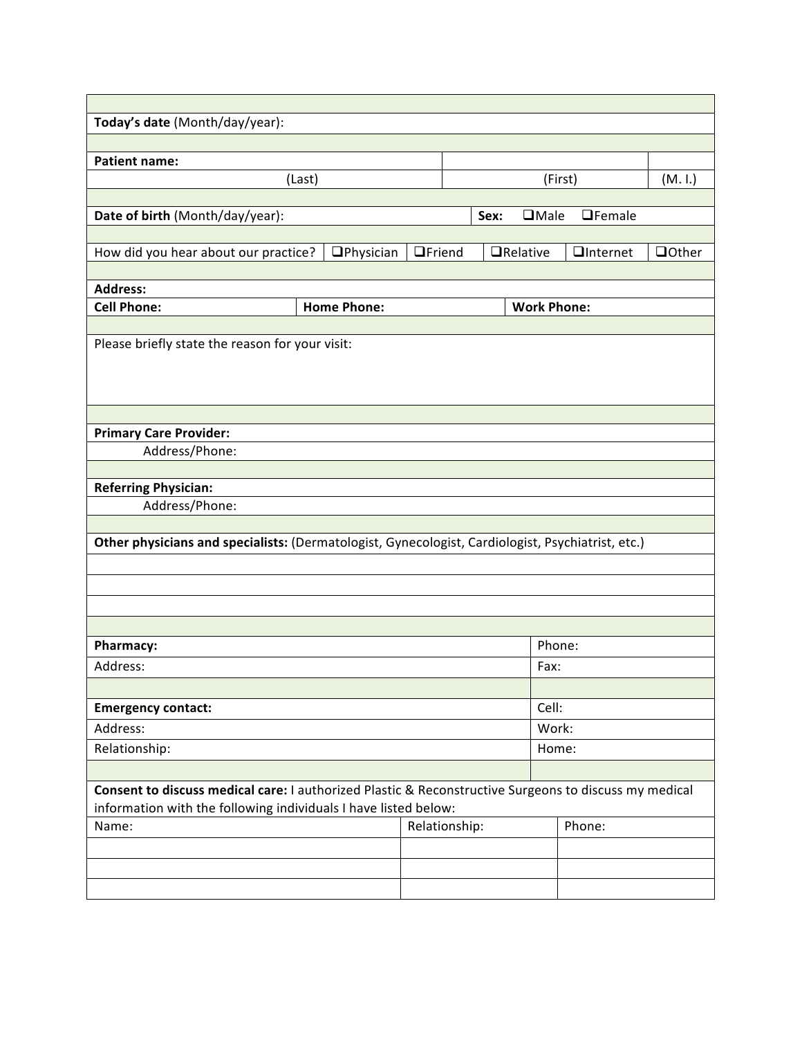**Today's date** (Month/day/year):

**Patient name:**

| (Last) | (First) | (M. I.) |
|---|---|---|

**Date of birth** (Month/day/year): **Sex:** ❑Male ❑Female

How did you hear about our practice? ❑Physician ❑Friend ❑Relative ❑Internet ❑Other

**Address:**

| **Cell Phone:** | **Home Phone:** | **Work Phone:** |
|---|---|---|

Please briefly state the reason for your visit:

**Primary Care Provider:**

Address/Phone:

**Referring Physician:**

Address/Phone:

**Other physicians and specialists:** (Dermatologist, Gynecologist, Cardiologist, Psychiatrist, etc.)

| **Pharmacy:** | Phone: |
|---|---|
| Address: | Fax: |

| **Emergency contact:** | Cell: |
|---|---|
| Address: | Work: |
| Relationship: | Home: |

**Consent to discuss medical care:** I authorized Plastic & Reconstructive Surgeons to discuss my medical information with the following individuals I have listed below:

| Name: | Relationship: | Phone: |
|---|---|---|
| | | |
| | | |
| | | |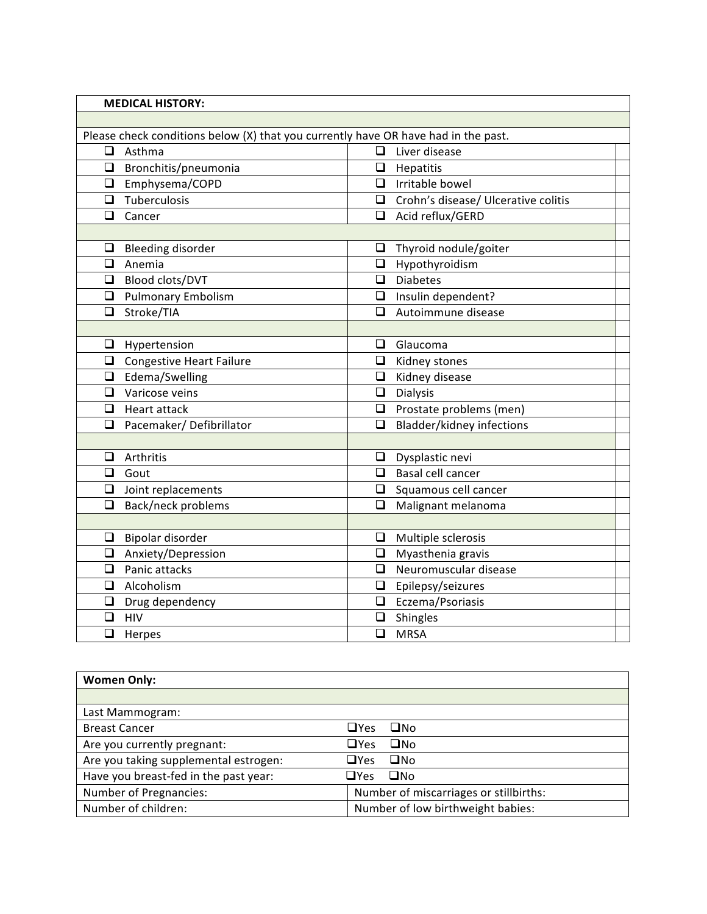**MEDICAL HISTORY:**

Please check conditions below (X) that you currently have OR have had in the past.

| | |
|---|---|
| ☐ Asthma | ☐ Liver disease |
| ☐ Bronchitis/pneumonia | ☐ Hepatitis |
| ☐ Emphysema/COPD | ☐ Irritable bowel |
| ☐ Tuberculosis | ☐ Crohn's disease/ Ulcerative colitis |
| ☐ Cancer | ☐ Acid reflux/GERD |
| | |
| ☐ Bleeding disorder | ☐ Thyroid nodule/goiter |
| ☐ Anemia | ☐ Hypothyroidism |
| ☐ Blood clots/DVT | ☐ Diabetes |
| ☐ Pulmonary Embolism | ☐ Insulin dependent? |
| ☐ Stroke/TIA | ☐ Autoimmune disease |
| | |
| ☐ Hypertension | ☐ Glaucoma |
| ☐ Congestive Heart Failure | ☐ Kidney stones |
| ☐ Edema/Swelling | ☐ Kidney disease |
| ☐ Varicose veins | ☐ Dialysis |
| ☐ Heart attack | ☐ Prostate problems (men) |
| ☐ Pacemaker/ Defibrillator | ☐ Bladder/kidney infections |
| | |
| ☐ Arthritis | ☐ Dysplastic nevi |
| ☐ Gout | ☐ Basal cell cancer |
| ☐ Joint replacements | ☐ Squamous cell cancer |
| ☐ Back/neck problems | ☐ Malignant melanoma |
| | |
| ☐ Bipolar disorder | ☐ Multiple sclerosis |
| ☐ Anxiety/Depression | ☐ Myasthenia gravis |
| ☐ Panic attacks | ☐ Neuromuscular disease |
| ☐ Alcoholism | ☐ Epilepsy/seizures |
| ☐ Drug dependency | ☐ Eczema/Psoriasis |
| ☐ HIV | ☐ Shingles |
| ☐ Herpes | ☐ MRSA |

**Women Only:**

| | |
|---|---|
| Last Mammogram: | |
| Breast Cancer | ☐Yes ☐No |
| Are you currently pregnant: | ☐Yes ☐No |
| Are you taking supplemental estrogen: | ☐Yes ☐No |
| Have you breast-fed in the past year: | ☐Yes ☐No |
| Number of Pregnancies: | Number of miscarriages or stillbirths: |
| Number of children: | Number of low birthweight babies: |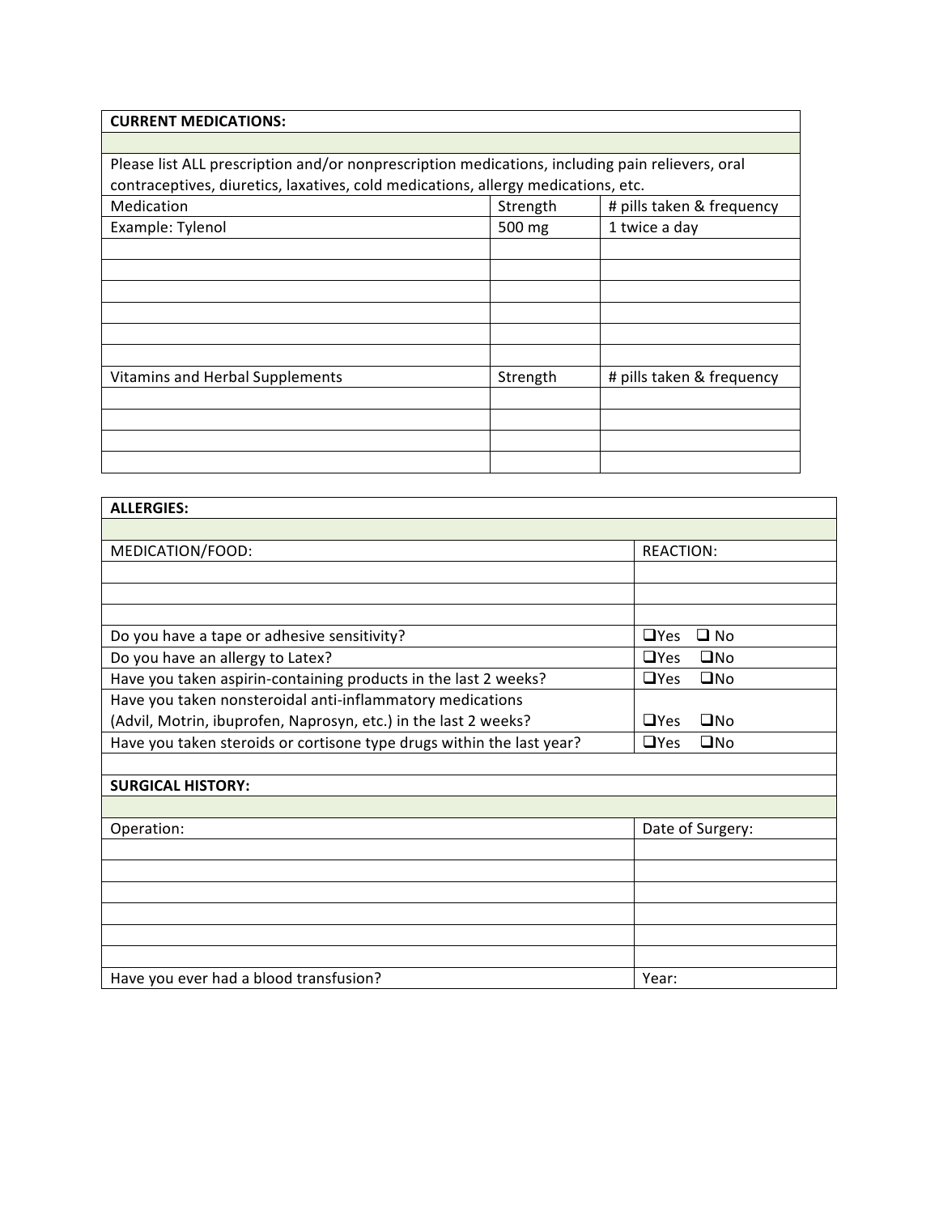## CURRENT MEDICATIONS:

Please list ALL prescription and/or nonprescription medications, including pain relievers, oral contraceptives, diuretics, laxatives, cold medications, allergy medications, etc.

| Medication | Strength | # pills taken & frequency |
|---|---|---|
| Example: Tylenol | 500 mg | 1 twice a day |
| | | |
| | | |
| | | |
| | | |
| | | |
| | | |

| Vitamins and Herbal Supplements | Strength | # pills taken & frequency |
|---|---|---|
| | | |
| | | |
| | | |
| | | |

## ALLERGIES:

| MEDICATION/FOOD: | REACTION: |
|---|---|
| | |
| | |
| | |
| Do you have a tape or adhesive sensitivity? | ❑Yes ❑ No |
| Do you have an allergy to Latex? | ❑Yes ❑No |
| Have you taken aspirin-containing products in the last 2 weeks? | ❑Yes ❑No |
| Have you taken nonsteroidal anti-inflammatory medications (Advil, Motrin, ibuprofen, Naprosyn, etc.) in the last 2 weeks? | ❑Yes ❑No |
| Have you taken steroids or cortisone type drugs within the last year? | ❑Yes ❑No |

## SURGICAL HISTORY:

| Operation: | Date of Surgery: |
|---|---|
| | |
| | |
| | |
| | |
| | |
| | |
| Have you ever had a blood transfusion? | Year: |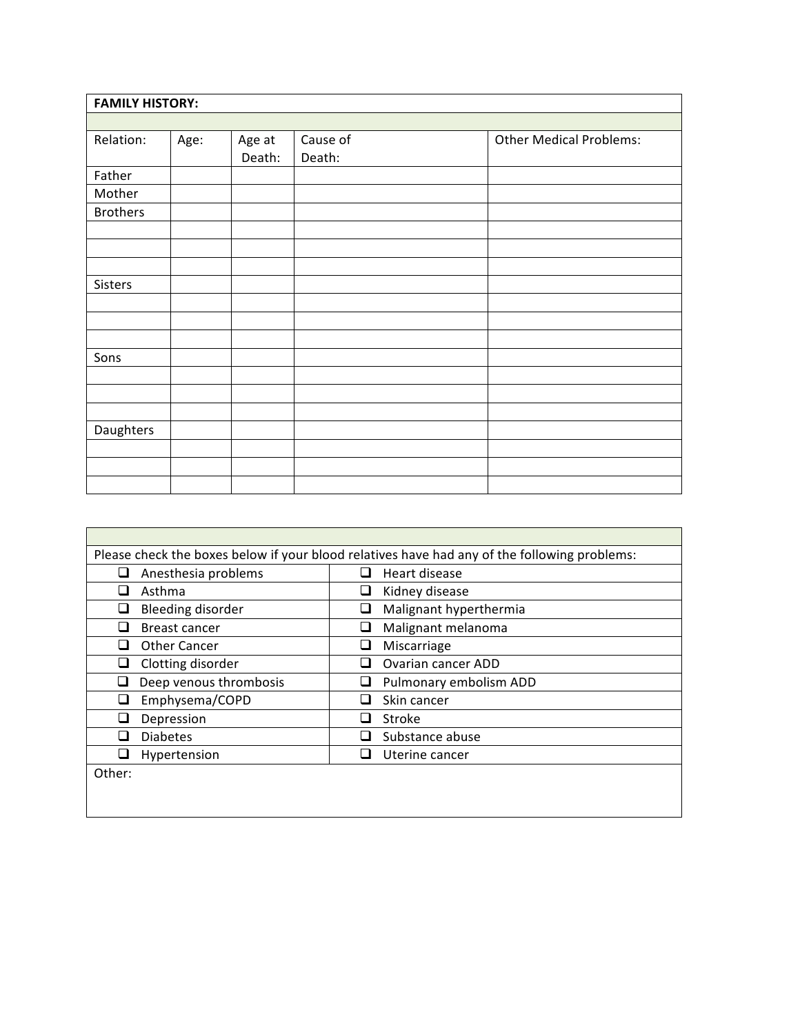| **FAMILY HISTORY:** | | | | |
|---|---|---|---|---|
| | | | | |
| Relation: | Age: | Age at Death: | Cause of Death: | Other Medical Problems: |
| Father | | | | |
| Mother | | | | |
| Brothers | | | | |
| | | | | |
| | | | | |
| | | | | |
| Sisters | | | | |
| | | | | |
| | | | | |
| | | | | |
| Sons | | | | |
| | | | | |
| | | | | |
| | | | | |
| Daughters | | | | |
| | | | | |
| | | | | |
| | | | | |

Please check the boxes below if your blood relatives have had any of the following problems:

| | |
|---|---|
| ❑ Anesthesia problems | ❑ Heart disease |
| ❑ Asthma | ❑ Kidney disease |
| ❑ Bleeding disorder | ❑ Malignant hyperthermia |
| ❑ Breast cancer | ❑ Malignant melanoma |
| ❑ Other Cancer | ❑ Miscarriage |
| ❑ Clotting disorder | ❑ Ovarian cancer ADD |
| ❑ Deep venous thrombosis | ❑ Pulmonary embolism ADD |
| ❑ Emphysema/COPD | ❑ Skin cancer |
| ❑ Depression | ❑ Stroke |
| ❑ Diabetes | ❑ Substance abuse |
| ❑ Hypertension | ❑ Uterine cancer |

Other: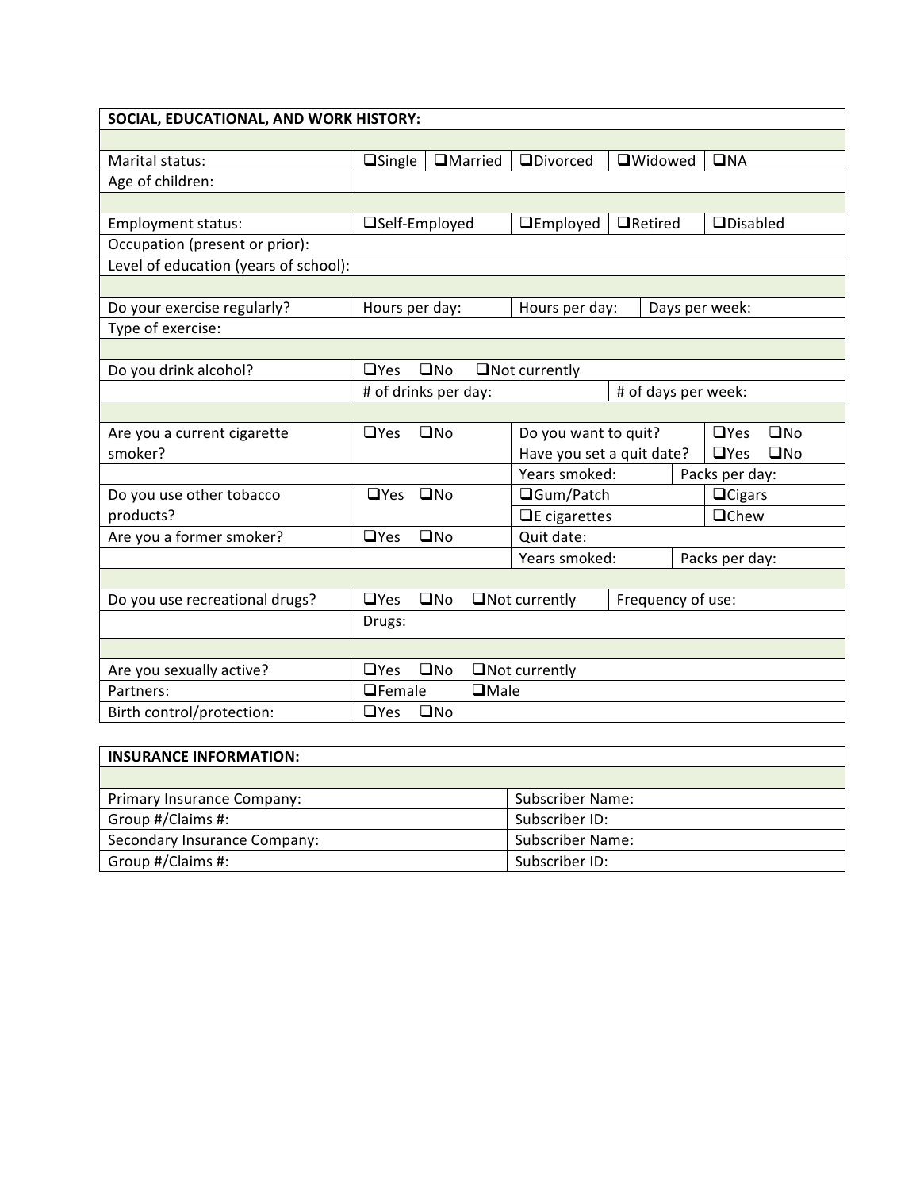| SOCIAL, EDUCATIONAL, AND WORK HISTORY: | | | | | |
|---|---|---|---|---|---|
| | | | | | |
| Marital status: | ❑Single | ❑Married | ❑Divorced | ❑Widowed | ❑NA |
| Age of children: | | | | | |
| | | | | | |
| Employment status: | ❑Self-Employed | | ❑Employed | ❑Retired | ❑Disabled |
| Occupation (present or prior): | | | | | |
| Level of education (years of school): | | | | | |
| | | | | | |
| Do your exercise regularly? | Hours per day: | | Hours per day: | Days per week: | |
| Type of exercise: | | | | | |
| | | | | | |
| Do you drink alcohol? | ❑Yes ❑No ❑Not currently | | | | |
| | # of drinks per day: | | | # of days per week: | |
| | | | | | |
| Are you a current cigarette smoker? | ❑Yes ❑No | | Do you want to quit? | | ❑Yes ❑No |
| | | | Have you set a quit date? | | ❑Yes ❑No |
| | | | Years smoked: | Packs per day: | |
| Do you use other tobacco products? | ❑Yes ❑No | | ❑Gum/Patch | | ❑Cigars |
| | | | ❑E cigarettes | | ❑Chew |
| Are you a former smoker? | ❑Yes ❑No | | Quit date: | | |
| | | | Years smoked: | Packs per day: | |
| | | | | | |
| Do you use recreational drugs? | ❑Yes ❑No ❑Not currently | | | Frequency of use: | |
| | Drugs: | | | | |
| | | | | | |
| Are you sexually active? | ❑Yes ❑No ❑Not currently | | | | |
| Partners: | ❑Female ❑Male | | | | |
| Birth control/protection: | ❑Yes ❑No | | | | |

| INSURANCE INFORMATION: | |
|---|---|
| | |
| Primary Insurance Company: | Subscriber Name: |
| Group #/Claims #: | Subscriber ID: |
| Secondary Insurance Company: | Subscriber Name: |
| Group #/Claims #: | Subscriber ID: |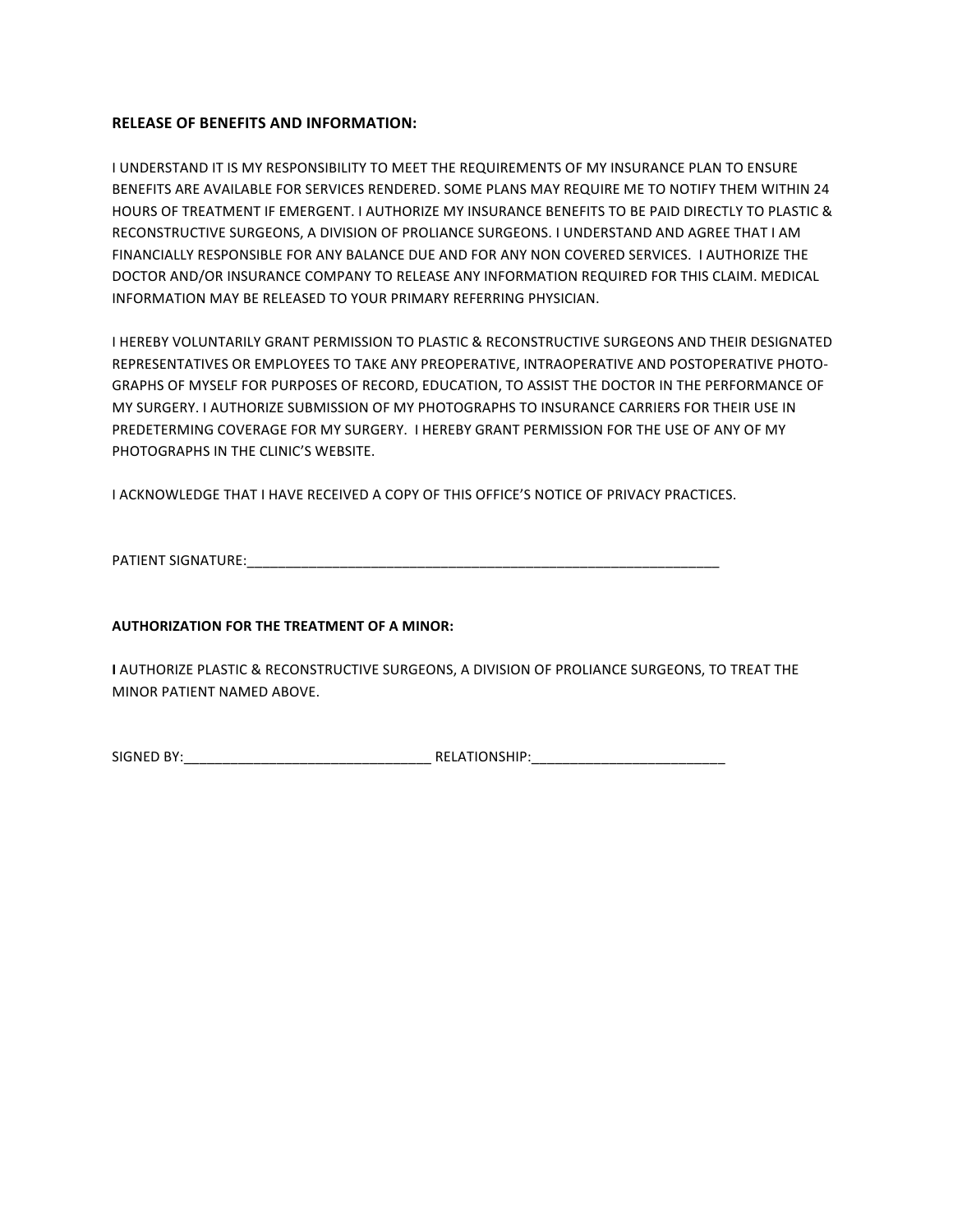**RELEASE OF BENEFITS AND INFORMATION:**

I UNDERSTAND IT IS MY RESPONSIBILITY TO MEET THE REQUIREMENTS OF MY INSURANCE PLAN TO ENSURE BENEFITS ARE AVAILABLE FOR SERVICES RENDERED. SOME PLANS MAY REQUIRE ME TO NOTIFY THEM WITHIN 24 HOURS OF TREATMENT IF EMERGENT. I AUTHORIZE MY INSURANCE BENEFITS TO BE PAID DIRECTLY TO PLASTIC & RECONSTRUCTIVE SURGEONS, A DIVISION OF PROLIANCE SURGEONS. I UNDERSTAND AND AGREE THAT I AM FINANCIALLY RESPONSIBLE FOR ANY BALANCE DUE AND FOR ANY NON COVERED SERVICES. I AUTHORIZE THE DOCTOR AND/OR INSURANCE COMPANY TO RELEASE ANY INFORMATION REQUIRED FOR THIS CLAIM. MEDICAL INFORMATION MAY BE RELEASED TO YOUR PRIMARY REFERRING PHYSICIAN.

I HEREBY VOLUNTARILY GRANT PERMISSION TO PLASTIC & RECONSTRUCTIVE SURGEONS AND THEIR DESIGNATED REPRESENTATIVES OR EMPLOYEES TO TAKE ANY PREOPERATIVE, INTRAOPERATIVE AND POSTOPERATIVE PHOTOGRAPHS OF MYSELF FOR PURPOSES OF RECORD, EDUCATION, TO ASSIST THE DOCTOR IN THE PERFORMANCE OF MY SURGERY. I AUTHORIZE SUBMISSION OF MY PHOTOGRAPHS TO INSURANCE CARRIERS FOR THEIR USE IN PREDETERMING COVERAGE FOR MY SURGERY. I HEREBY GRANT PERMISSION FOR THE USE OF ANY OF MY PHOTOGRAPHS IN THE CLINIC'S WEBSITE.

I ACKNOWLEDGE THAT I HAVE RECEIVED A COPY OF THIS OFFICE'S NOTICE OF PRIVACY PRACTICES.

PATIENT SIGNATURE:_________________________________________________________________

**AUTHORIZATION FOR THE TREATMENT OF A MINOR:**

**I** AUTHORIZE PLASTIC & RECONSTRUCTIVE SURGEONS, A DIVISION OF PROLIANCE SURGEONS, TO TREAT THE MINOR PATIENT NAMED ABOVE.

SIGNED BY:_________________________________ RELATIONSHIP:__________________________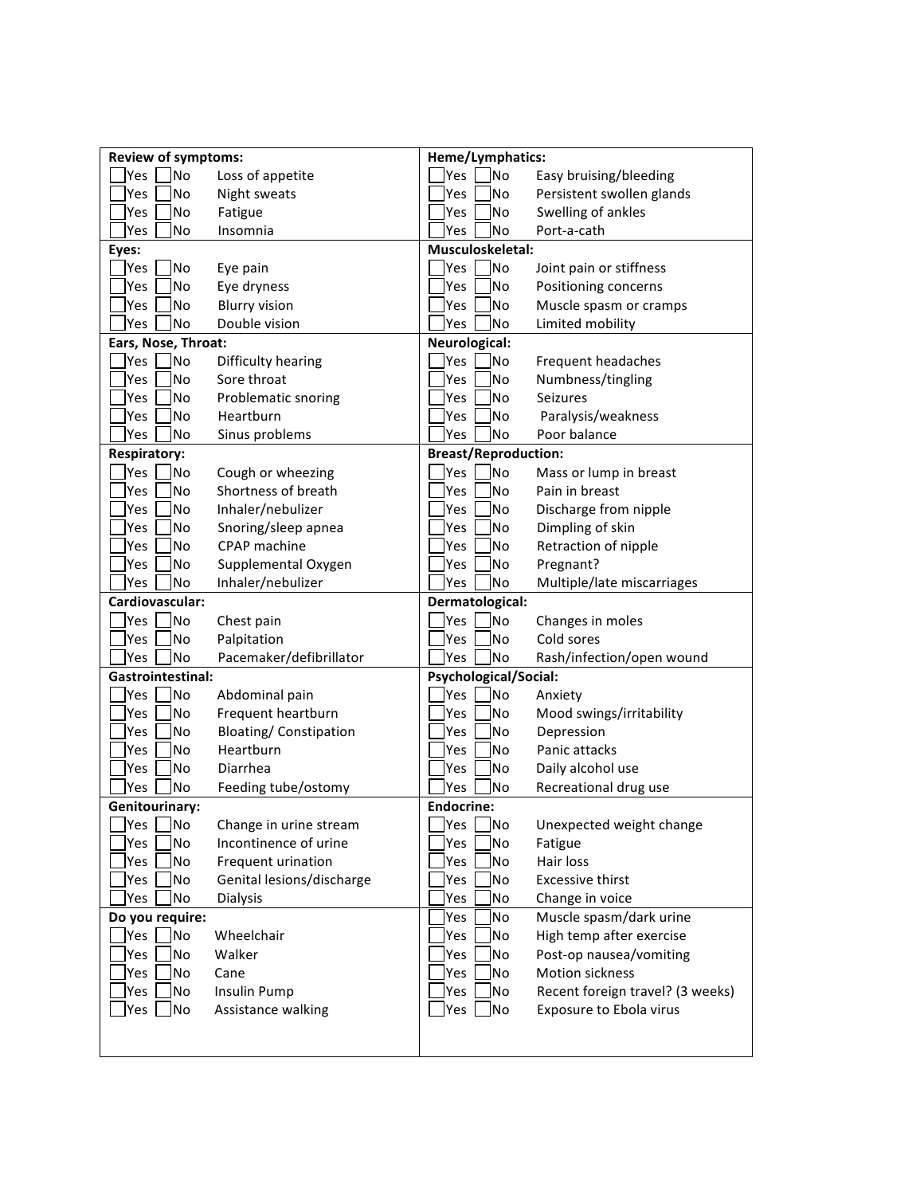| Review of symptoms: | | | Heme/Lymphatics: | | |
|---|---|---|---|---|---|
| ☐ Yes | ☐ No | Loss of appetite | ☐ Yes | ☐ No | Easy bruising/bleeding |
| ☐ Yes | ☐ No | Night sweats | ☐ Yes | ☐ No | Persistent swollen glands |
| ☐ Yes | ☐ No | Fatigue | ☐ Yes | ☐ No | Swelling of ankles |
| ☐ Yes | ☐ No | Insomnia | ☐ Yes | ☐ No | Port-a-cath |
| **Eyes:** | | | **Musculoskeletal:** | | |
| ☐ Yes | ☐ No | Eye pain | ☐ Yes | ☐ No | Joint pain or stiffness |
| ☐ Yes | ☐ No | Eye dryness | ☐ Yes | ☐ No | Positioning concerns |
| ☐ Yes | ☐ No | Blurry vision | ☐ Yes | ☐ No | Muscle spasm or cramps |
| ☐ Yes | ☐ No | Double vision | ☐ Yes | ☐ No | Limited mobility |
| **Ears, Nose, Throat:** | | | **Neurological:** | | |
| ☐ Yes | ☐ No | Difficulty hearing | ☐ Yes | ☐ No | Frequent headaches |
| ☐ Yes | ☐ No | Sore throat | ☐ Yes | ☐ No | Numbness/tingling |
| ☐ Yes | ☐ No | Problematic snoring | ☐ Yes | ☐ No | Seizures |
| ☐ Yes | ☐ No | Heartburn | ☐ Yes | ☐ No | Paralysis/weakness |
| ☐ Yes | ☐ No | Sinus problems | ☐ Yes | ☐ No | Poor balance |
| **Respiratory:** | | | **Breast/Reproduction:** | | |
| ☐ Yes | ☐ No | Cough or wheezing | ☐ Yes | ☐ No | Mass or lump in breast |
| ☐ Yes | ☐ No | Shortness of breath | ☐ Yes | ☐ No | Pain in breast |
| ☐ Yes | ☐ No | Inhaler/nebulizer | ☐ Yes | ☐ No | Discharge from nipple |
| ☐ Yes | ☐ No | Snoring/sleep apnea | ☐ Yes | ☐ No | Dimpling of skin |
| ☐ Yes | ☐ No | CPAP machine | ☐ Yes | ☐ No | Retraction of nipple |
| ☐ Yes | ☐ No | Supplemental Oxygen | ☐ Yes | ☐ No | Pregnant? |
| ☐ Yes | ☐ No | Inhaler/nebulizer | ☐ Yes | ☐ No | Multiple/late miscarriages |
| **Cardiovascular:** | | | **Dermatological:** | | |
| ☐ Yes | ☐ No | Chest pain | ☐ Yes | ☐ No | Changes in moles |
| ☐ Yes | ☐ No | Palpitation | ☐ Yes | ☐ No | Cold sores |
| ☐ Yes | ☐ No | Pacemaker/defibrillator | ☐ Yes | ☐ No | Rash/infection/open wound |
| **Gastrointestinal:** | | | **Psychological/Social:** | | |
| ☐ Yes | ☐ No | Abdominal pain | ☐ Yes | ☐ No | Anxiety |
| ☐ Yes | ☐ No | Frequent heartburn | ☐ Yes | ☐ No | Mood swings/irritability |
| ☐ Yes | ☐ No | Bloating/ Constipation | ☐ Yes | ☐ No | Depression |
| ☐ Yes | ☐ No | Heartburn | ☐ Yes | ☐ No | Panic attacks |
| ☐ Yes | ☐ No | Diarrhea | ☐ Yes | ☐ No | Daily alcohol use |
| ☐ Yes | ☐ No | Feeding tube/ostomy | ☐ Yes | ☐ No | Recreational drug use |
| **Genitourinary:** | | | **Endocrine:** | | |
| ☐ Yes | ☐ No | Change in urine stream | ☐ Yes | ☐ No | Unexpected weight change |
| ☐ Yes | ☐ No | Incontinence of urine | ☐ Yes | ☐ No | Fatigue |
| ☐ Yes | ☐ No | Frequent urination | ☐ Yes | ☐ No | Hair loss |
| ☐ Yes | ☐ No | Genital lesions/discharge | ☐ Yes | ☐ No | Excessive thirst |
| ☐ Yes | ☐ No | Dialysis | ☐ Yes | ☐ No | Change in voice |
| **Do you require:** | | | ☐ Yes | ☐ No | Muscle spasm/dark urine |
| ☐ Yes | ☐ No | Wheelchair | ☐ Yes | ☐ No | High temp after exercise |
| ☐ Yes | ☐ No | Walker | ☐ Yes | ☐ No | Post-op nausea/vomiting |
| ☐ Yes | ☐ No | Cane | ☐ Yes | ☐ No | Motion sickness |
| ☐ Yes | ☐ No | Insulin Pump | ☐ Yes | ☐ No | Recent foreign travel? (3 weeks) |
| ☐ Yes | ☐ No | Assistance walking | ☐ Yes | ☐ No | Exposure to Ebola virus |